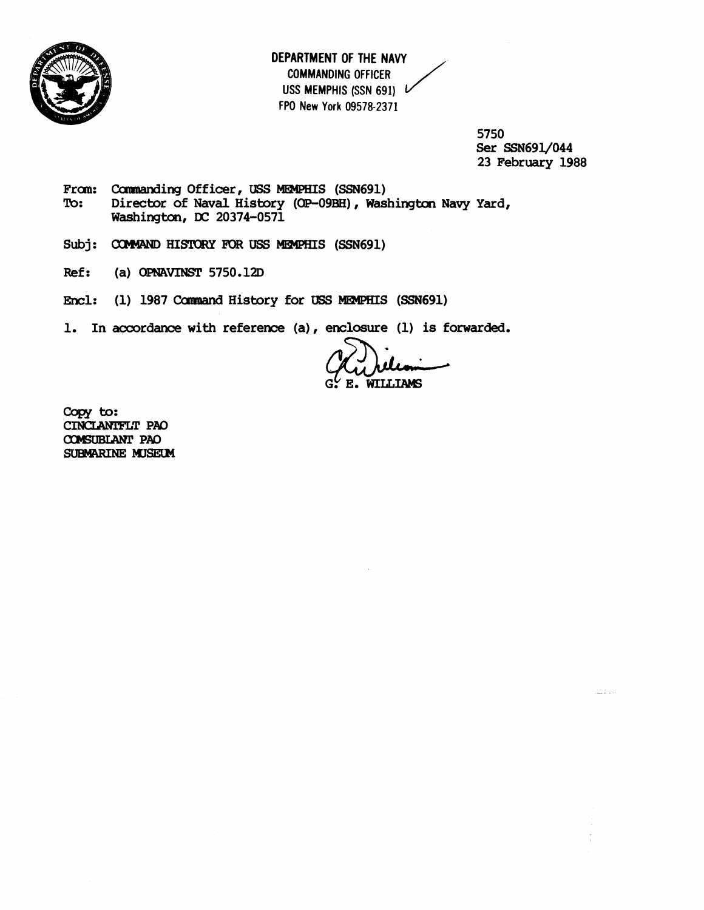**DEPARTMENT OF THE NAVY**
COMMANDING OFFICER
USS MEMPHIS (SSN 691)
FPO New York 09578-2371

5750
Ser SSN691/044
23 February 1988

From: Commanding Officer, USS MEMPHIS (SSN691)
To: Director of Naval History (OP-09BH), Washington Navy Yard, Washington, DC 20374-0571

Subj: COMMAND HISTORY FOR USS MEMPHIS (SSN691)

Ref: (a) OPNAVINST 5750.12D

Encl: (1) 1987 Command History for USS MEMPHIS (SSN691)

1. In accordance with reference (a), enclosure (1) is forwarded.

G. E. WILLIAMS

Copy to:
CINCLANTFLT PAO
COMSUBLANT PAO
SUBMARINE MUSEUM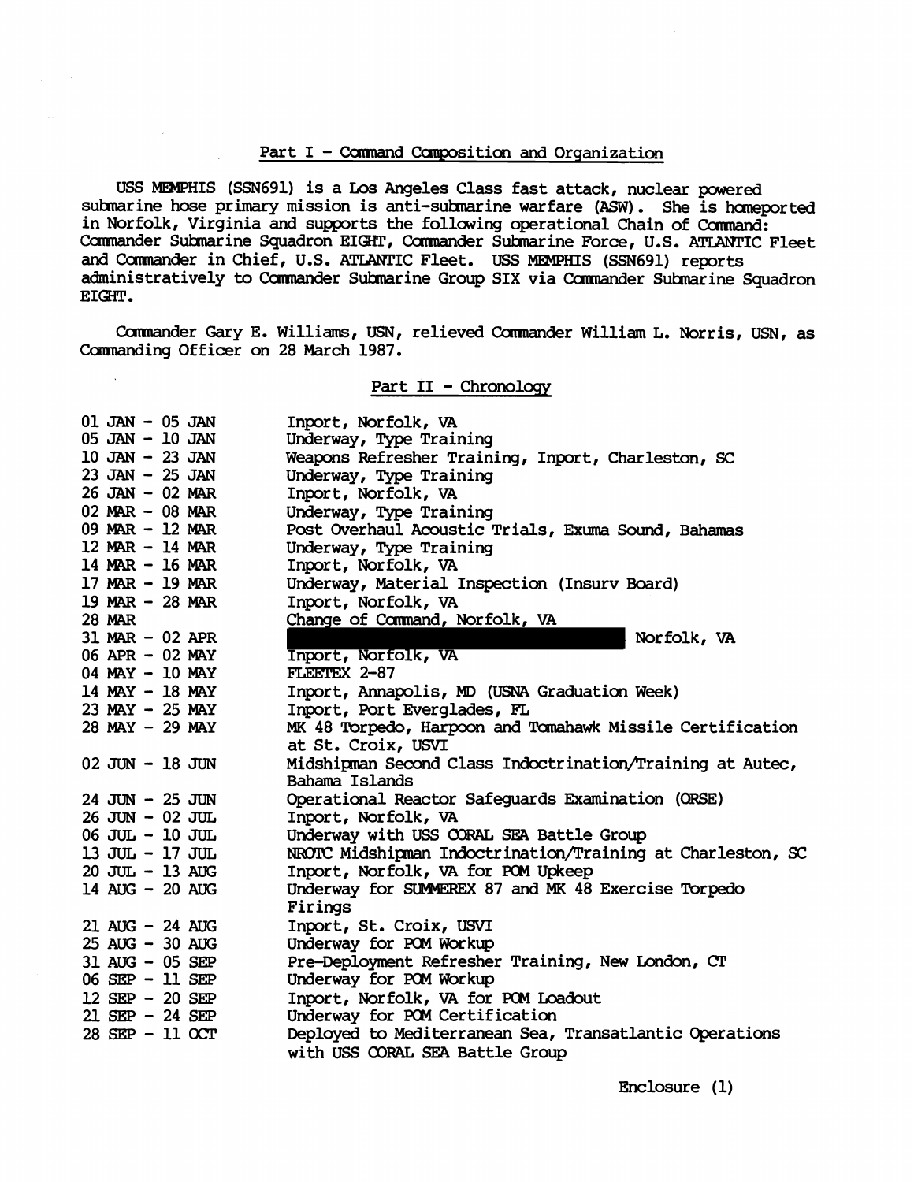## Part I - Command Composition and Organization

USS MEMPHIS (SSN691) is a Los Angeles Class fast attack, nuclear powered submarine hose primary mission is anti-submarine warfare (ASW). She is homeported in Norfolk, Virginia and supports the following operational Chain of Command: Commander Submarine Squadron EIGHT, Commander Submarine Force, U.S. ATLANTIC Fleet and Commander in Chief, U.S. ATLANTIC Fleet. USS MEMPHIS (SSN691) reports administratively to Commander Submarine Group SIX via Commander Submarine Squadron EIGHT.

Commander Gary E. Williams, USN, relieved Commander William L. Norris, USN, as Commanding Officer on 28 March 1987.

## Part II - Chronology

| | |
|---|---|
| 01 JAN - 05 JAN | Inport, Norfolk, VA |
| 05 JAN - 10 JAN | Underway, Type Training |
| 10 JAN - 23 JAN | Weapons Refresher Training, Inport, Charleston, SC |
| 23 JAN - 25 JAN | Underway, Type Training |
| 26 JAN - 02 MAR | Inport, Norfolk, VA |
| 02 MAR - 08 MAR | Underway, Type Training |
| 09 MAR - 12 MAR | Post Overhaul Acoustic Trials, Exuma Sound, Bahamas |
| 12 MAR - 14 MAR | Underway, Type Training |
| 14 MAR - 16 MAR | Inport, Norfolk, VA |
| 17 MAR - 19 MAR | Underway, Material Inspection (Insurv Board) |
| 19 MAR - 28 MAR | Inport, Norfolk, VA |
| 28 MAR | Change of Command, Norfolk, VA |
| 31 MAR - 02 APR | [REDACTED] Norfolk, VA |
| 06 APR - 02 MAY | Inport, Norfolk, VA |
| 04 MAY - 10 MAY | FLEETEX 2-87 |
| 14 MAY - 18 MAY | Inport, Annapolis, MD (USNA Graduation Week) |
| 23 MAY - 25 MAY | Inport, Port Everglades, FL |
| 28 MAY - 29 MAY | MK 48 Torpedo, Harpoon and Tomahawk Missile Certification at St. Croix, USVI |
| 02 JUN - 18 JUN | Midshipman Second Class Indoctrination/Training at Autec, Bahama Islands |
| 24 JUN - 25 JUN | Operational Reactor Safeguards Examination (ORSE) |
| 26 JUN - 02 JUL | Inport, Norfolk, VA |
| 06 JUL - 10 JUL | Underway with USS CORAL SEA Battle Group |
| 13 JUL - 17 JUL | NROTC Midshipman Indoctrination/Training at Charleston, SC |
| 20 JUL - 13 AUG | Inport, Norfolk, VA for POM Upkeep |
| 14 AUG - 20 AUG | Underway for SUMMEREX 87 and MK 48 Exercise Torpedo Firings |
| 21 AUG - 24 AUG | Inport, St. Croix, USVI |
| 25 AUG - 30 AUG | Underway for POM Workup |
| 31 AUG - 05 SEP | Pre-Deployment Refresher Training, New London, CT |
| 06 SEP - 11 SEP | Underway for POM Workup |
| 12 SEP - 20 SEP | Inport, Norfolk, VA for POM Loadout |
| 21 SEP - 24 SEP | Underway for POM Certification |
| 28 SEP - 11 OCT | Deployed to Mediterranean Sea, Transatlantic Operations with USS CORAL SEA Battle Group |

Enclosure (1)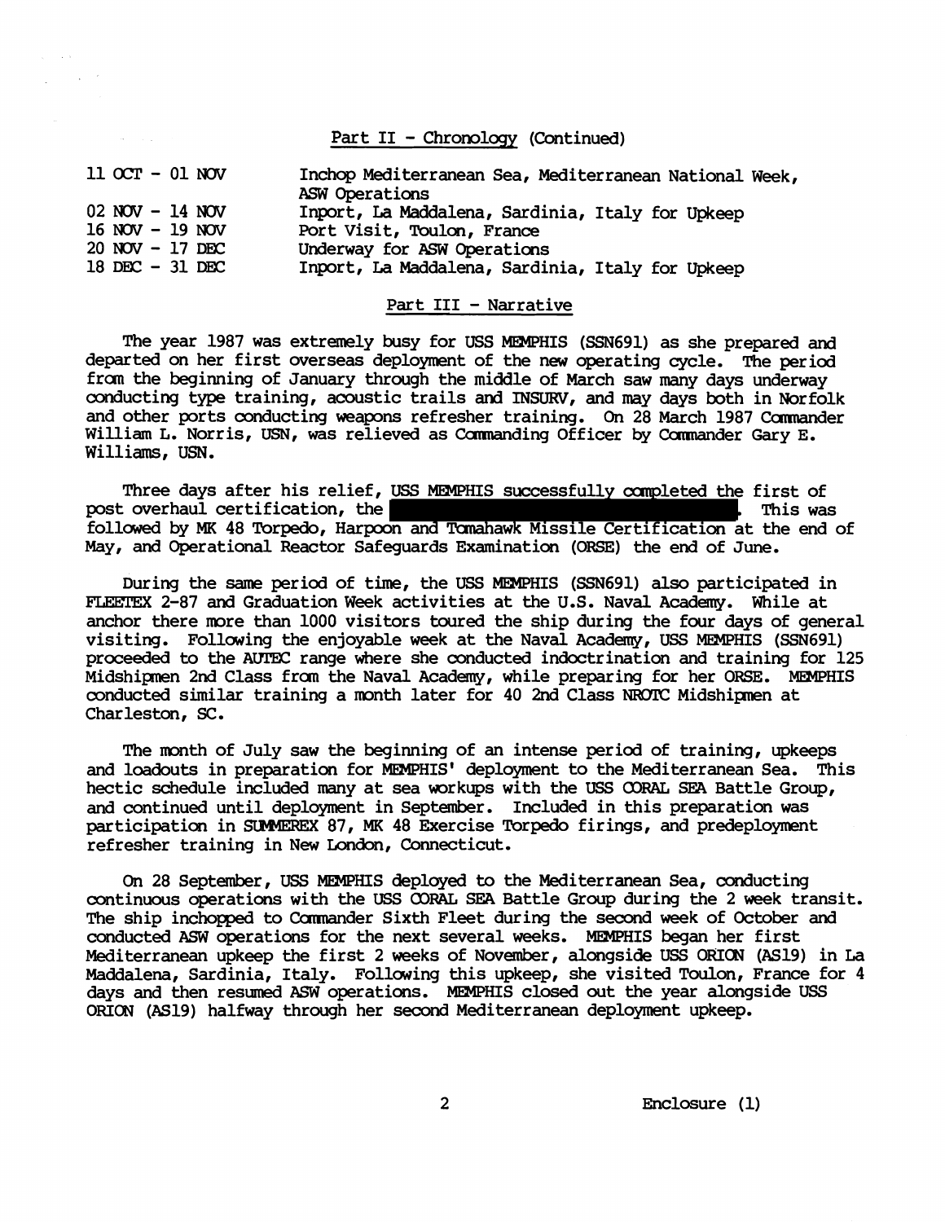Part II - Chronology (Continued)

| | |
|---|---|
| 11 OCT - 01 NOV | Inchop Mediterranean Sea, Mediterranean National Week, ASW Operations |
| 02 NOV - 14 NOV | Inport, La Maddalena, Sardinia, Italy for Upkeep |
| 16 NOV - 19 NOV | Port Visit, Toulon, France |
| 20 NOV - 17 DEC | Underway for ASW Operations |
| 18 DEC - 31 DEC | Inport, La Maddalena, Sardinia, Italy for Upkeep |

## Part III - Narrative

The year 1987 was extremely busy for USS MEMPHIS (SSN691) as she prepared and departed on her first overseas deployment of the new operating cycle. The period from the beginning of January through the middle of March saw many days underway conducting type training, acoustic trails and INSURV, and may days both in Norfolk and other ports conducting weapons refresher training. On 28 March 1987 Commander William L. Norris, USN, was relieved as Commanding Officer by Commander Gary E. Williams, USN.

Three days after his relief, USS MEMPHIS successfully completed the first of post overhaul certification, the [REDACTED]. This was followed by MK 48 Torpedo, Harpoon and Tomahawk Missile Certification at the end of May, and Operational Reactor Safeguards Examination (ORSE) the end of June.

During the same period of time, the USS MEMPHIS (SSN691) also participated in FLEETEX 2-87 and Graduation Week activities at the U.S. Naval Academy. While at anchor there more than 1000 visitors toured the ship during the four days of general visiting. Following the enjoyable week at the Naval Academy, USS MEMPHIS (SSN691) proceeded to the AUTEC range where she conducted indoctrination and training for 125 Midshipmen 2nd Class from the Naval Academy, while preparing for her ORSE. MEMPHIS conducted similar training a month later for 40 2nd Class NROTC Midshipmen at Charleston, SC.

The month of July saw the beginning of an intense period of training, upkeeps and loadouts in preparation for MEMPHIS' deployment to the Mediterranean Sea. This hectic schedule included many at sea workups with the USS CORAL SEA Battle Group, and continued until deployment in September. Included in this preparation was participation in SUMMEREX 87, MK 48 Exercise Torpedo firings, and predeployment refresher training in New London, Connecticut.

On 28 September, USS MEMPHIS deployed to the Mediterranean Sea, conducting continuous operations with the USS CORAL SEA Battle Group during the 2 week transit. The ship inchopped to Commander Sixth Fleet during the second week of October and conducted ASW operations for the next several weeks. MEMPHIS began her first Mediterranean upkeep the first 2 weeks of November, alongside USS ORION (AS19) in La Maddalena, Sardinia, Italy. Following this upkeep, she visited Toulon, France for 4 days and then resumed ASW operations. MEMPHIS closed out the year alongside USS ORION (AS19) halfway through her second Mediterranean deployment upkeep.

Enclosure (1)